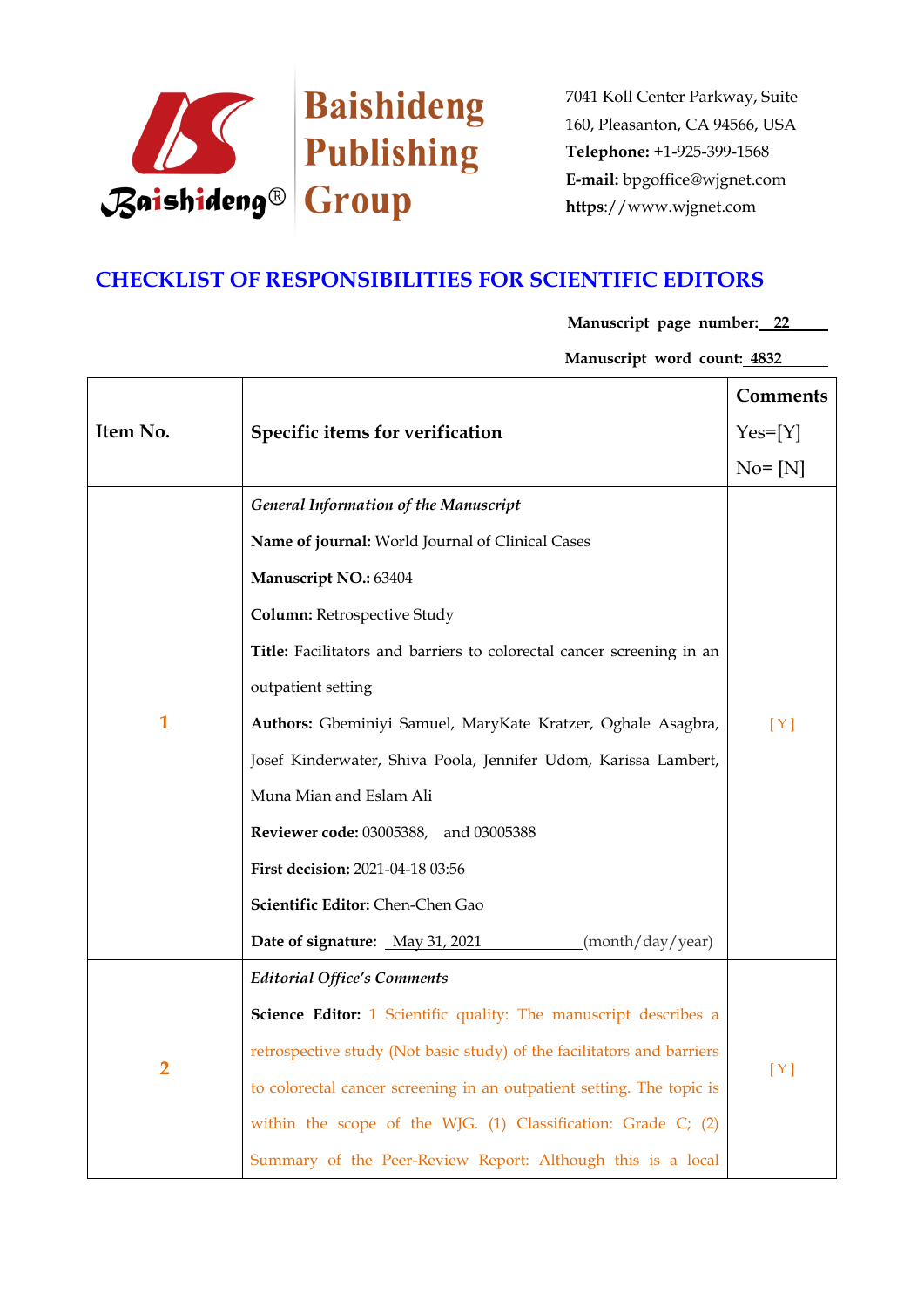Baishideng Publishing Group

7041 Koll Center Parkway, Suite 160, Pleasanton, CA 94566, USA
**Telephone:** +1-925-399-1568
**E-mail:** bpgoffice@wjgnet.com
**https**://www.wjgnet.com

# CHECKLIST OF RESPONSIBILITIES FOR SCIENTIFIC EDITORS

**Manuscript page number:** 22

**Manuscript word count:** 4832

| Item No. | Specific items for verification | Comments Yes=[Y] No= [N] |
|---|---|---|
| 1 | *General Information of the Manuscript*<br>**Name of journal:** World Journal of Clinical Cases<br>**Manuscript NO.:** 63404<br>**Column:** Retrospective Study<br>**Title:** Facilitators and barriers to colorectal cancer screening in an outpatient setting<br>**Authors:** Gbeminiyi Samuel, MaryKate Kratzer, Oghale Asagbra, Josef Kinderwater, Shiva Poola, Jennifer Udom, Karissa Lambert, Muna Mian and Eslam Ali<br>**Reviewer code:** 03005388, and 03005388<br>**First decision:** 2021-04-18 03:56<br>**Scientific Editor:** Chen-Chen Gao<br>**Date of signature:** May 31, 2021 (month/day/year) | [ Y ] |
| 2 | *Editorial Office's Comments*<br>**Science Editor:** 1 Scientific quality: The manuscript describes a retrospective study (Not basic study) of the facilitators and barriers to colorectal cancer screening in an outpatient setting. The topic is within the scope of the WJG. (1) Classification: Grade C; (2) Summary of the Peer-Review Report: Although this is a local | [ Y ] |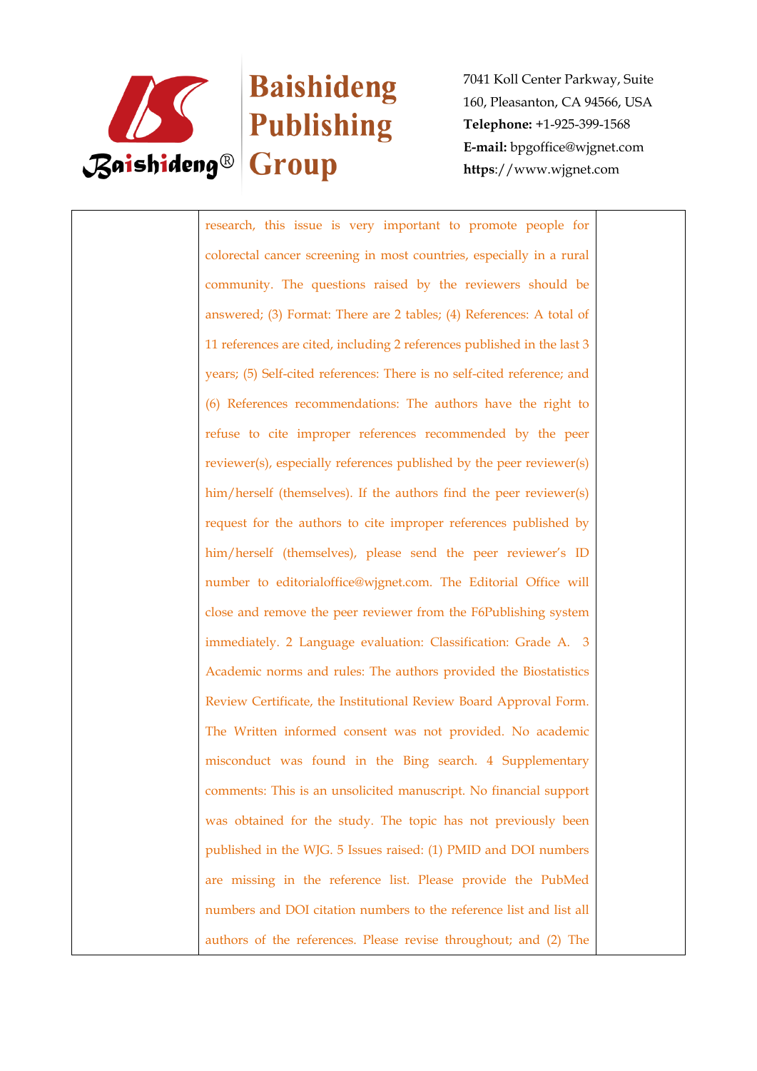| | | |
|---|---|---|
| | research, this issue is very important to promote people for colorectal cancer screening in most countries, especially in a rural community. The questions raised by the reviewers should be answered; (3) Format: There are 2 tables; (4) References: A total of 11 references are cited, including 2 references published in the last 3 years; (5) Self-cited references: There is no self-cited reference; and (6) References recommendations: The authors have the right to refuse to cite improper references recommended by the peer reviewer(s), especially references published by the peer reviewer(s) him/herself (themselves). If the authors find the peer reviewer(s) request for the authors to cite improper references published by him/herself (themselves), please send the peer reviewer's ID number to editorialoffice@wjgnet.com. The Editorial Office will close and remove the peer reviewer from the F6Publishing system immediately. 2 Language evaluation: Classification: Grade A. 3 Academic norms and rules: The authors provided the Biostatistics Review Certificate, the Institutional Review Board Approval Form. The Written informed consent was not provided. No academic misconduct was found in the Bing search. 4 Supplementary comments: This is an unsolicited manuscript. No financial support was obtained for the study. The topic has not previously been published in the WJG. 5 Issues raised: (1) PMID and DOI numbers are missing in the reference list. Please provide the PubMed numbers and DOI citation numbers to the reference list and list all authors of the references. Please revise throughout; and (2) The | |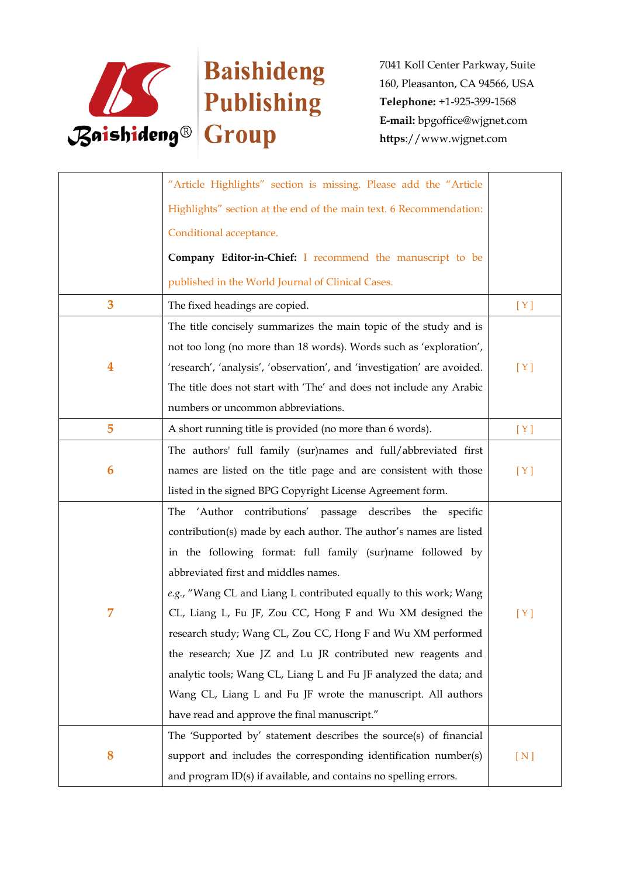| | | |
|---|---|---|
| | "Article Highlights" section is missing. Please add the "Article Highlights" section at the end of the main text. 6 Recommendation: Conditional acceptance.<br>**Company Editor-in-Chief:** I recommend the manuscript to be published in the World Journal of Clinical Cases. | |
| 3 | The fixed headings are copied. | [ Y ] |
| 4 | The title concisely summarizes the main topic of the study and is not too long (no more than 18 words). Words such as 'exploration', 'research', 'analysis', 'observation', and 'investigation' are avoided. The title does not start with 'The' and does not include any Arabic numbers or uncommon abbreviations. | [ Y ] |
| 5 | A short running title is provided (no more than 6 words). | [ Y ] |
| 6 | The authors' full family (sur)names and full/abbreviated first names are listed on the title page and are consistent with those listed in the signed BPG Copyright License Agreement form. | [ Y ] |
| 7 | The 'Author contributions' passage describes the specific contribution(s) made by each author. The author's names are listed in the following format: full family (sur)name followed by abbreviated first and middles names.<br>*e.g.*, "Wang CL and Liang L contributed equally to this work; Wang CL, Liang L, Fu JF, Zou CC, Hong F and Wu XM designed the research study; Wang CL, Zou CC, Hong F and Wu XM performed the research; Xue JZ and Lu JR contributed new reagents and analytic tools; Wang CL, Liang L and Fu JF analyzed the data; and Wang CL, Liang L and Fu JF wrote the manuscript. All authors have read and approve the final manuscript." | [ Y ] |
| 8 | The 'Supported by' statement describes the source(s) of financial support and includes the corresponding identification number(s) and program ID(s) if available, and contains no spelling errors. | [ N ] |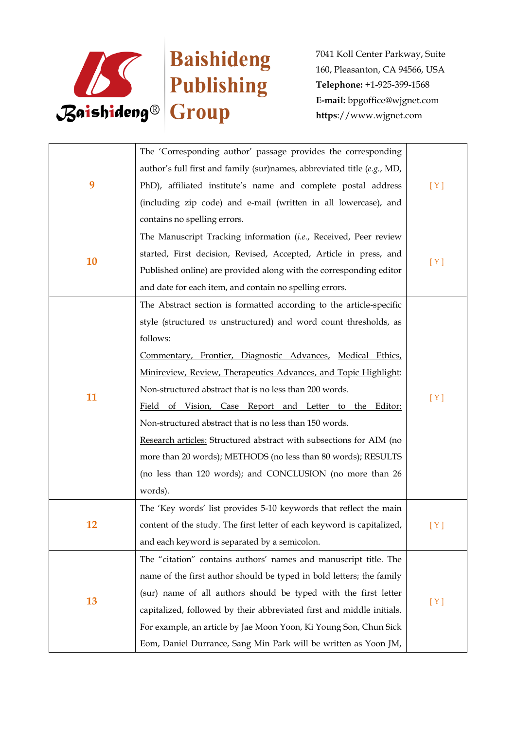| | | |
|---|---|---|
| 9 | The 'Corresponding author' passage provides the corresponding author's full first and family (sur)names, abbreviated title (*e.g.*, MD, PhD), affiliated institute's name and complete postal address (including zip code) and e-mail (written in all lowercase), and contains no spelling errors. | [ Y ] |
| 10 | The Manuscript Tracking information (*i.e.*, Received, Peer review started, First decision, Revised, Accepted, Article in press, and Published online) are provided along with the corresponding editor and date for each item, and contain no spelling errors. | [ Y ] |
| 11 | The Abstract section is formatted according to the article-specific style (structured *vs* unstructured) and word count thresholds, as follows:<br>Commentary, Frontier, Diagnostic Advances, Medical Ethics, Minireview, Review, Therapeutics Advances, and Topic Highlight: Non-structured abstract that is no less than 200 words.<br>Field of Vision, Case Report and Letter to the Editor: Non-structured abstract that is no less than 150 words.<br>Research articles: Structured abstract with subsections for AIM (no more than 20 words); METHODS (no less than 80 words); RESULTS (no less than 120 words); and CONCLUSION (no more than 26 words). | [ Y ] |
| 12 | The 'Key words' list provides 5-10 keywords that reflect the main content of the study. The first letter of each keyword is capitalized, and each keyword is separated by a semicolon. | [ Y ] |
| 13 | The "citation" contains authors' names and manuscript title. The name of the first author should be typed in bold letters; the family (sur) name of all authors should be typed with the first letter capitalized, followed by their abbreviated first and middle initials. For example, an article by Jae Moon Yoon, Ki Young Son, Chun Sick Eom, Daniel Durrance, Sang Min Park will be written as Yoon JM, | [ Y ] |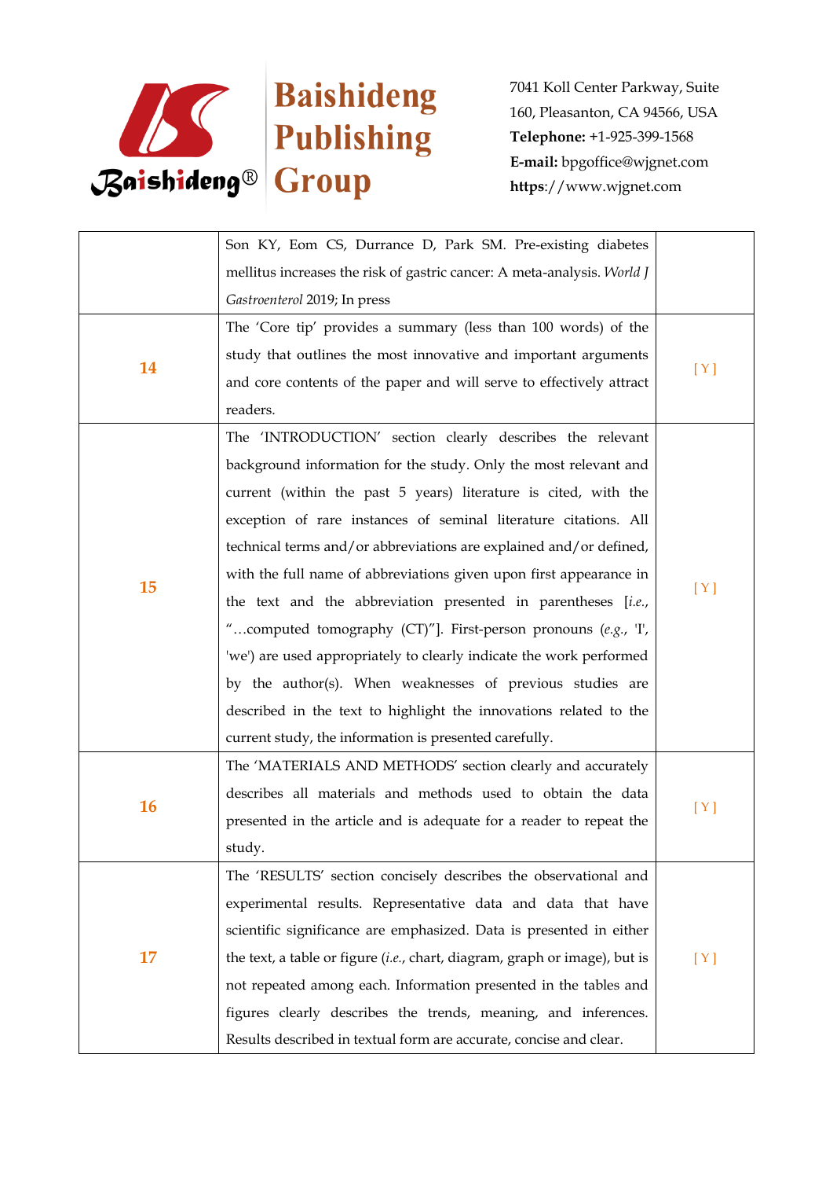| | | |
|---|---|---|
| | Son KY, Eom CS, Durrance D, Park SM. Pre-existing diabetes mellitus increases the risk of gastric cancer: A meta-analysis. *World J Gastroenterol* 2019; In press | |
| **14** | The 'Core tip' provides a summary (less than 100 words) of the study that outlines the most innovative and important arguments and core contents of the paper and will serve to effectively attract readers. | [ Y ] |
| **15** | The 'INTRODUCTION' section clearly describes the relevant background information for the study. Only the most relevant and current (within the past 5 years) literature is cited, with the exception of rare instances of seminal literature citations. All technical terms and/or abbreviations are explained and/or defined, with the full name of abbreviations given upon first appearance in the text and the abbreviation presented in parentheses [*i.e.*, "…computed tomography (CT)"]. First-person pronouns (*e.g.*, 'I', 'we') are used appropriately to clearly indicate the work performed by the author(s). When weaknesses of previous studies are described in the text to highlight the innovations related to the current study, the information is presented carefully. | [ Y ] |
| **16** | The 'MATERIALS AND METHODS' section clearly and accurately describes all materials and methods used to obtain the data presented in the article and is adequate for a reader to repeat the study. | [ Y ] |
| **17** | The 'RESULTS' section concisely describes the observational and experimental results. Representative data and data that have scientific significance are emphasized. Data is presented in either the text, a table or figure (*i.e.*, chart, diagram, graph or image), but is not repeated among each. Information presented in the tables and figures clearly describes the trends, meaning, and inferences. Results described in textual form are accurate, concise and clear. | [ Y ] |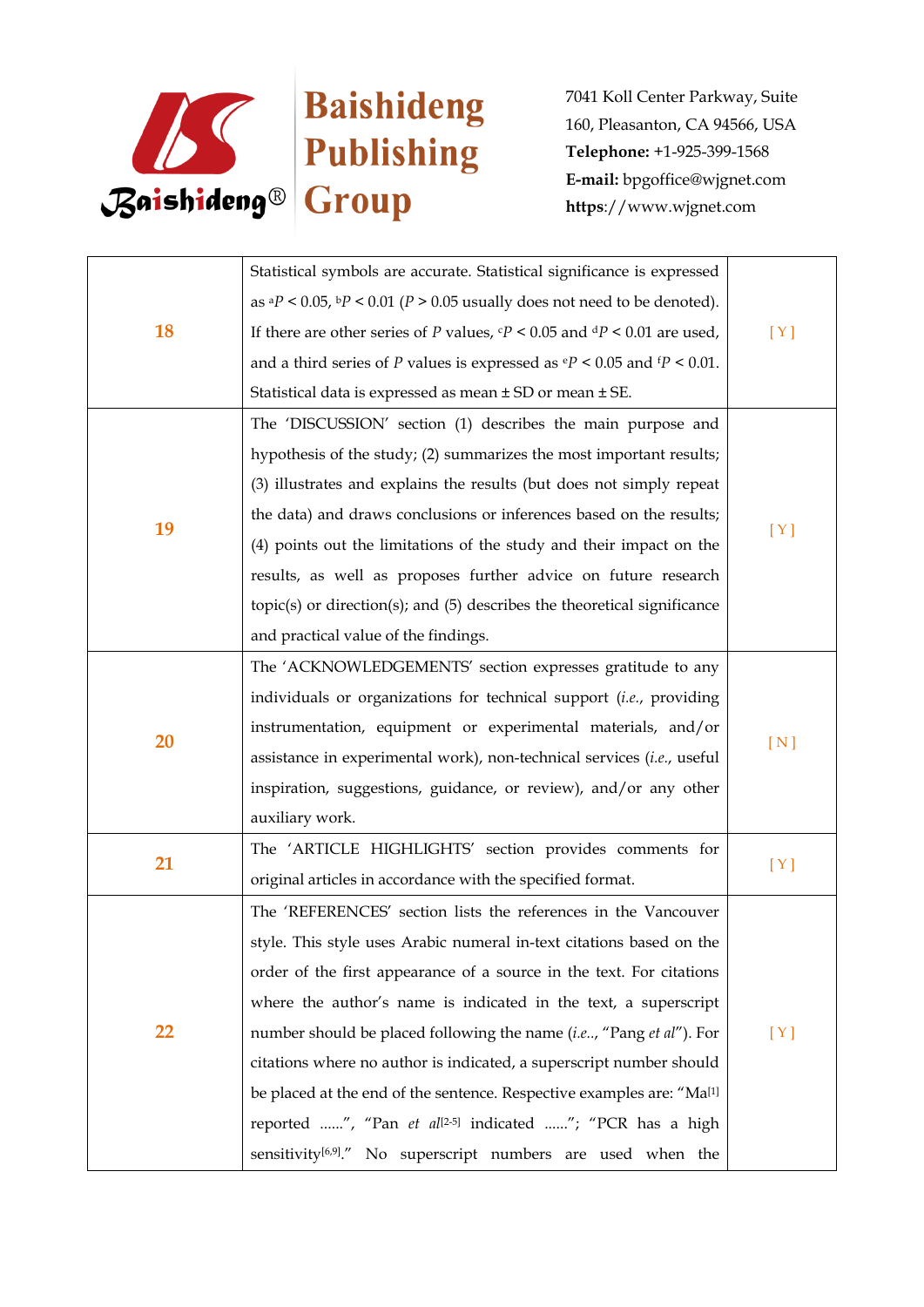| | | |
|---|---|---|
| 18 | Statistical symbols are accurate. Statistical significance is expressed as $^aP < 0.05$, $^bP < 0.01$ ($P > 0.05$ usually does not need to be denoted). If there are other series of $P$ values, $^cP < 0.05$ and $^dP < 0.01$ are used, and a third series of $P$ values is expressed as $^eP < 0.05$ and $^fP < 0.01$. Statistical data is expressed as mean ± SD or mean ± SE. | [ Y ] |
| 19 | The 'DISCUSSION' section (1) describes the main purpose and hypothesis of the study; (2) summarizes the most important results; (3) illustrates and explains the results (but does not simply repeat the data) and draws conclusions or inferences based on the results; (4) points out the limitations of the study and their impact on the results, as well as proposes further advice on future research topic(s) or direction(s); and (5) describes the theoretical significance and practical value of the findings. | [ Y ] |
| 20 | The 'ACKNOWLEDGEMENTS' section expresses gratitude to any individuals or organizations for technical support (*i.e.*, providing instrumentation, equipment or experimental materials, and/or assistance in experimental work), non-technical services (*i.e.*, useful inspiration, suggestions, guidance, or review), and/or any other auxiliary work. | [ N ] |
| 21 | The 'ARTICLE HIGHLIGHTS' section provides comments for original articles in accordance with the specified format. | [ Y ] |
| 22 | The 'REFERENCES' section lists the references in the Vancouver style. This style uses Arabic numeral in-text citations based on the order of the first appearance of a source in the text. For citations where the author's name is indicated in the text, a superscript number should be placed following the name (*i.e.*, "Pang *et al*"). For citations where no author is indicated, a superscript number should be placed at the end of the sentence. Respective examples are: "Ma[1] reported ......", "Pan *et al*[2-5] indicated ......"; "PCR has a high sensitivity[6,9]." No superscript numbers are used when the | [ Y ] |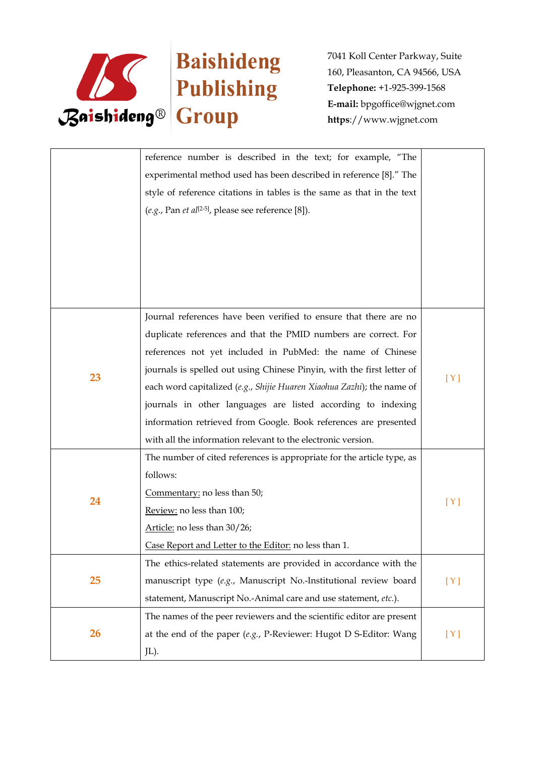| | | |
|---|---|---|
| | reference number is described in the text; for example, "The experimental method used has been described in reference [8]." The style of reference citations in tables is the same as that in the text (*e.g.*, Pan *et al*[2-5], please see reference [8]). | |
| 23 | Journal references have been verified to ensure that there are no duplicate references and that the PMID numbers are correct. For references not yet included in PubMed: the name of Chinese journals is spelled out using Chinese Pinyin, with the first letter of each word capitalized (*e.g.*, *Shijie Huaren Xiaohua Zazhi*); the name of journals in other languages are listed according to indexing information retrieved from Google. Book references are presented with all the information relevant to the electronic version. | [ Y ] |
| 24 | The number of cited references is appropriate for the article type, as follows:<br>Commentary: no less than 50;<br>Review: no less than 100;<br>Article: no less than 30/26;<br>Case Report and Letter to the Editor: no less than 1. | [ Y ] |
| 25 | The ethics-related statements are provided in accordance with the manuscript type (*e.g.*, Manuscript No.-Institutional review board statement, Manuscript No.-Animal care and use statement, *etc.*). | [ Y ] |
| 26 | The names of the peer reviewers and the scientific editor are present at the end of the paper (*e.g.*, P-Reviewer: Hugot D S-Editor: Wang JL). | [ Y ] |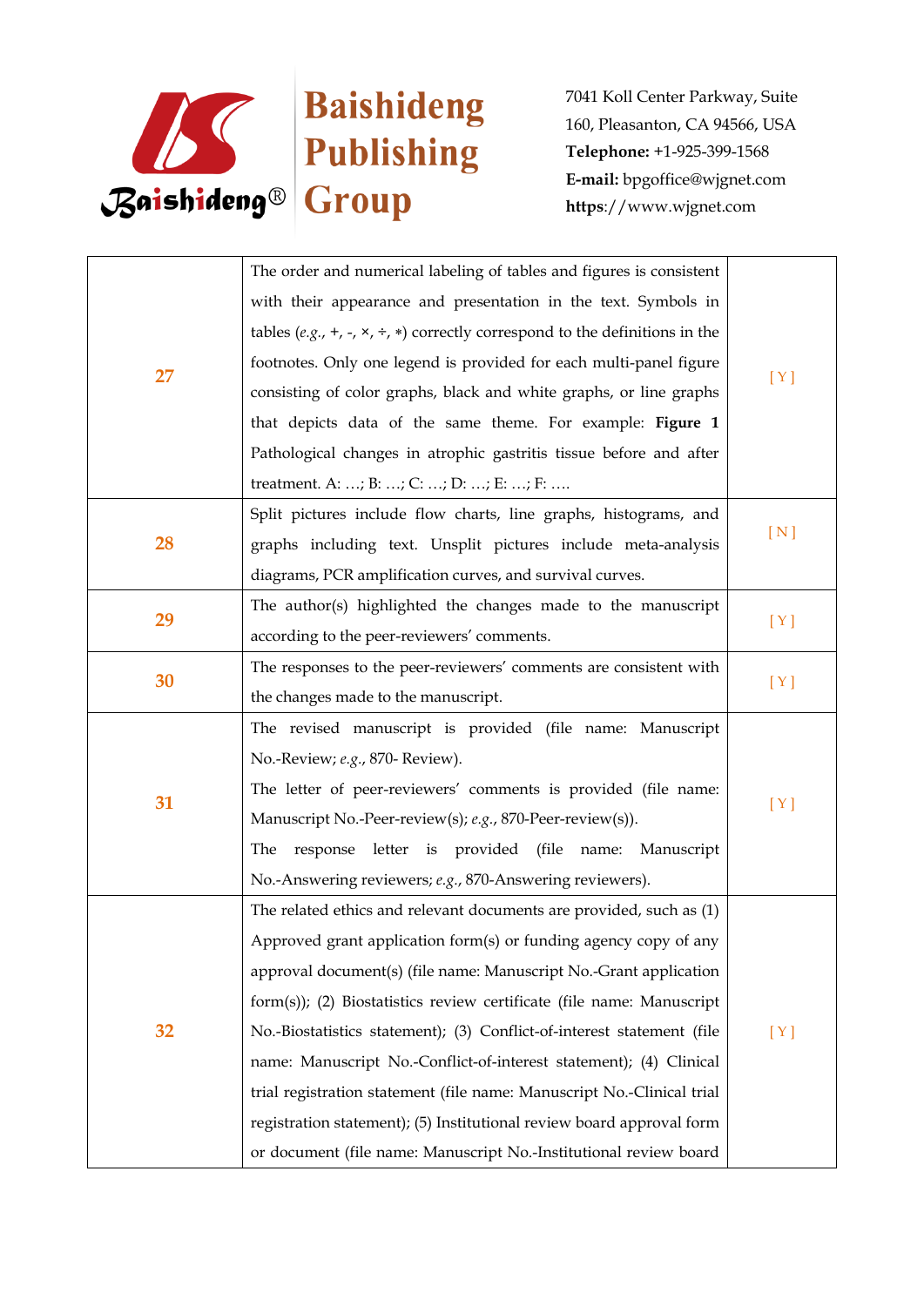| | | |
|---|---|---|
| 27 | The order and numerical labeling of tables and figures is consistent with their appearance and presentation in the text. Symbols in tables (*e.g.*, +, -, ×, ÷, ∗) correctly correspond to the definitions in the footnotes. Only one legend is provided for each multi-panel figure consisting of color graphs, black and white graphs, or line graphs that depicts data of the same theme. For example: **Figure 1** Pathological changes in atrophic gastritis tissue before and after treatment. A: …; B: …; C: …; D: …; E: …; F: …. | [ Y ] |
| 28 | Split pictures include flow charts, line graphs, histograms, and graphs including text. Unsplit pictures include meta-analysis diagrams, PCR amplification curves, and survival curves. | [ N ] |
| 29 | The author(s) highlighted the changes made to the manuscript according to the peer-reviewers' comments. | [ Y ] |
| 30 | The responses to the peer-reviewers' comments are consistent with the changes made to the manuscript. | [ Y ] |
| 31 | The revised manuscript is provided (file name: Manuscript No.-Review; *e.g.*, 870- Review).<br>The letter of peer-reviewers' comments is provided (file name: Manuscript No.-Peer-review(s); *e.g.*, 870-Peer-review(s)).<br>The response letter is provided (file name: Manuscript No.-Answering reviewers; *e.g.*, 870-Answering reviewers). | [ Y ] |
| 32 | The related ethics and relevant documents are provided, such as (1) Approved grant application form(s) or funding agency copy of any approval document(s) (file name: Manuscript No.-Grant application form(s)); (2) Biostatistics review certificate (file name: Manuscript No.-Biostatistics statement); (3) Conflict-of-interest statement (file name: Manuscript No.-Conflict-of-interest statement); (4) Clinical trial registration statement (file name: Manuscript No.-Clinical trial registration statement); (5) Institutional review board approval form or document (file name: Manuscript No.-Institutional review board | [ Y ] |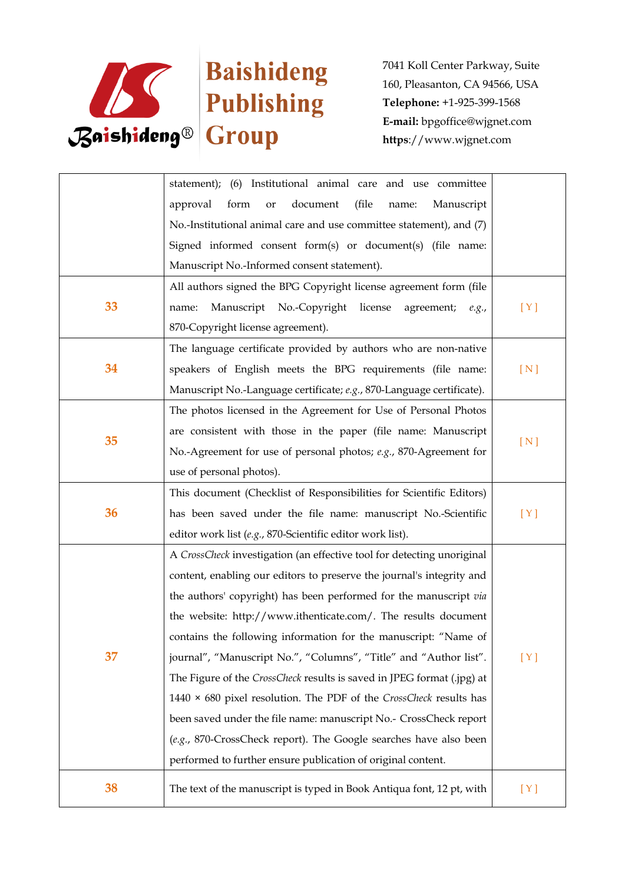| | | |
|---|---|---|
| | statement); (6) Institutional animal care and use committee approval form or document (file name: Manuscript No.-Institutional animal care and use committee statement), and (7) Signed informed consent form(s) or document(s) (file name: Manuscript No.-Informed consent statement). | |
| 33 | All authors signed the BPG Copyright license agreement form (file name: Manuscript No.-Copyright license agreement; *e.g.*, 870-Copyright license agreement). | [ Y ] |
| 34 | The language certificate provided by authors who are non-native speakers of English meets the BPG requirements (file name: Manuscript No.-Language certificate; *e.g.*, 870-Language certificate). | [ N ] |
| 35 | The photos licensed in the Agreement for Use of Personal Photos are consistent with those in the paper (file name: Manuscript No.-Agreement for use of personal photos; *e.g.*, 870-Agreement for use of personal photos). | [ N ] |
| 36 | This document (Checklist of Responsibilities for Scientific Editors) has been saved under the file name: manuscript No.-Scientific editor work list (*e.g.*, 870-Scientific editor work list). | [ Y ] |
| 37 | A *CrossCheck* investigation (an effective tool for detecting unoriginal content, enabling our editors to preserve the journal's integrity and the authors' copyright) has been performed for the manuscript *via* the website: http://www.ithenticate.com/. The results document contains the following information for the manuscript: "Name of journal", "Manuscript No.", "Columns", "Title" and "Author list". The Figure of the *CrossCheck* results is saved in JPEG format (.jpg) at 1440 × 680 pixel resolution. The PDF of the *CrossCheck* results has been saved under the file name: manuscript No.- CrossCheck report (*e.g.*, 870-CrossCheck report). The Google searches have also been performed to further ensure publication of original content. | [ Y ] |
| 38 | The text of the manuscript is typed in Book Antiqua font, 12 pt, with | [ Y ] |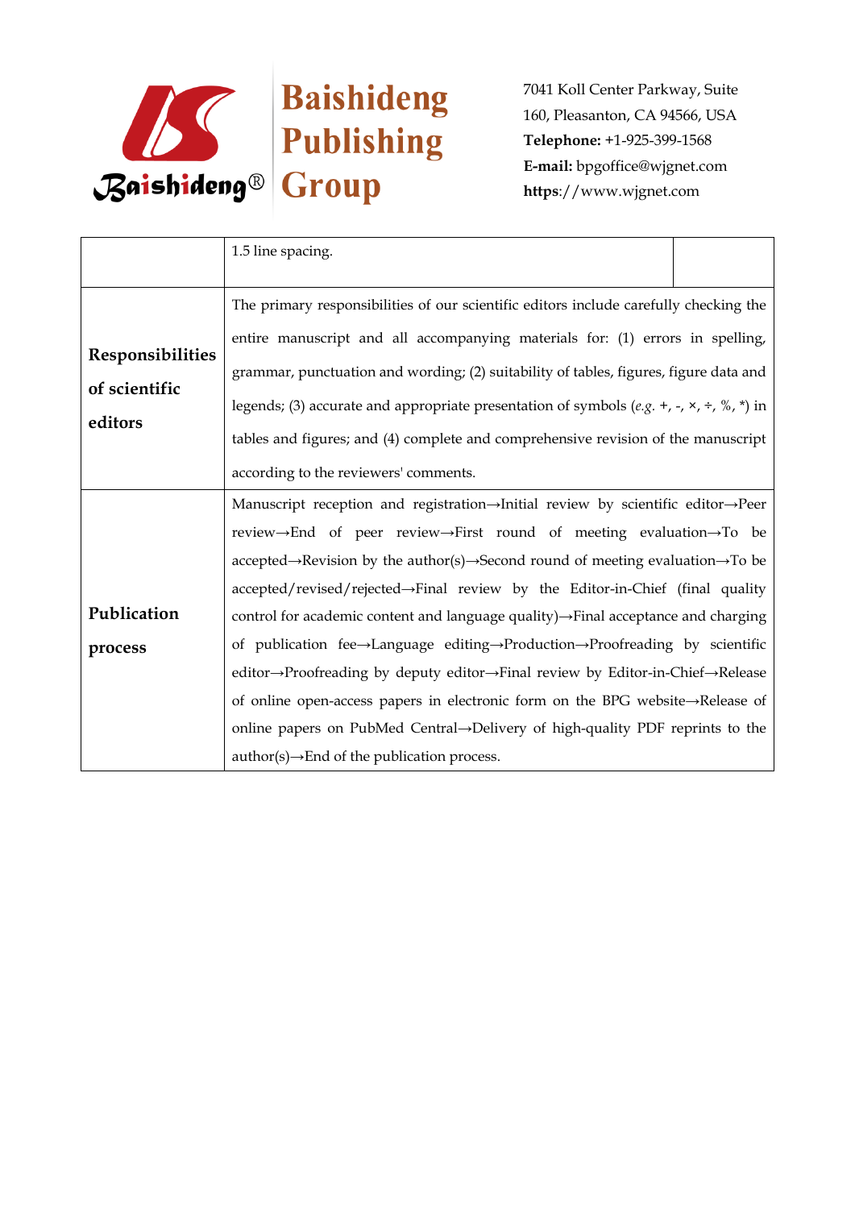| | | |
|---|---|---|
| | 1.5 line spacing. | |
| **Responsibilities of scientific editors** | The primary responsibilities of our scientific editors include carefully checking the entire manuscript and all accompanying materials for: (1) errors in spelling, grammar, punctuation and wording; (2) suitability of tables, figures, figure data and legends; (3) accurate and appropriate presentation of symbols (*e.g.* +, -, ×, ÷, %, *) in tables and figures; and (4) complete and comprehensive revision of the manuscript according to the reviewers' comments. | |
| **Publication process** | Manuscript reception and registration→Initial review by scientific editor→Peer review→End of peer review→First round of meeting evaluation→To be accepted→Revision by the author(s)→Second round of meeting evaluation→To be accepted/revised/rejected→Final review by the Editor-in-Chief (final quality control for academic content and language quality)→Final acceptance and charging of publication fee→Language editing→Production→Proofreading by scientific editor→Proofreading by deputy editor→Final review by Editor-in-Chief→Release of online open-access papers in electronic form on the BPG website→Release of online papers on PubMed Central→Delivery of high-quality PDF reprints to the author(s)→End of the publication process. | |